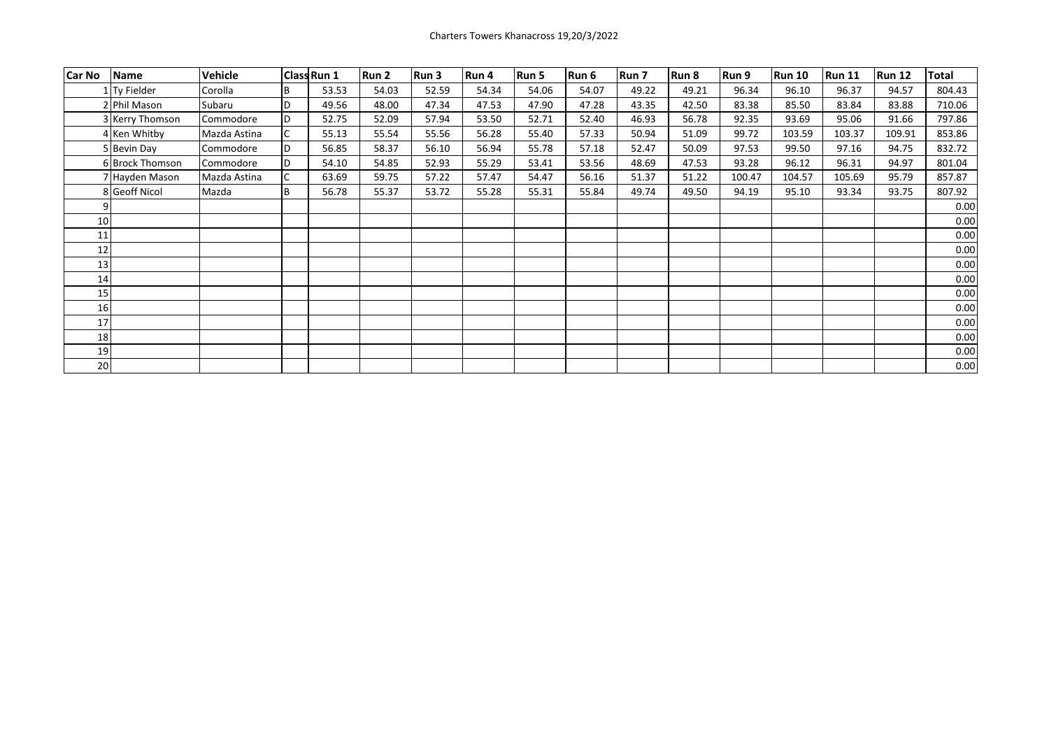Charters Towers Khanacross 19,20/3/2022

| Car No | Name | Vehicle | Class | Run 1 | Run 2 | Run 3 | Run 4 | Run 5 | Run 6 | Run 7 | Run 8 | Run 9 | Run 10 | Run 11 | Run 12 | Total |
|---|---|---|---|---|---|---|---|---|---|---|---|---|---|---|---|---|
| 1 | Ty Fielder | Corolla | B | 53.53 | 54.03 | 52.59 | 54.34 | 54.06 | 54.07 | 49.22 | 49.21 | 96.34 | 96.10 | 96.37 | 94.57 | 804.43 |
| 2 | Phil Mason | Subaru | D | 49.56 | 48.00 | 47.34 | 47.53 | 47.90 | 47.28 | 43.35 | 42.50 | 83.38 | 85.50 | 83.84 | 83.88 | 710.06 |
| 3 | Kerry Thomson | Commodore | D | 52.75 | 52.09 | 57.94 | 53.50 | 52.71 | 52.40 | 46.93 | 56.78 | 92.35 | 93.69 | 95.06 | 91.66 | 797.86 |
| 4 | Ken Whitby | Mazda Astina | C | 55.13 | 55.54 | 55.56 | 56.28 | 55.40 | 57.33 | 50.94 | 51.09 | 99.72 | 103.59 | 103.37 | 109.91 | 853.86 |
| 5 | Bevin Day | Commodore | D | 56.85 | 58.37 | 56.10 | 56.94 | 55.78 | 57.18 | 52.47 | 50.09 | 97.53 | 99.50 | 97.16 | 94.75 | 832.72 |
| 6 | Brock Thomson | Commodore | D | 54.10 | 54.85 | 52.93 | 55.29 | 53.41 | 53.56 | 48.69 | 47.53 | 93.28 | 96.12 | 96.31 | 94.97 | 801.04 |
| 7 | Hayden Mason | Mazda Astina | C | 63.69 | 59.75 | 57.22 | 57.47 | 54.47 | 56.16 | 51.37 | 51.22 | 100.47 | 104.57 | 105.69 | 95.79 | 857.87 |
| 8 | Geoff Nicol | Mazda | B | 56.78 | 55.37 | 53.72 | 55.28 | 55.31 | 55.84 | 49.74 | 49.50 | 94.19 | 95.10 | 93.34 | 93.75 | 807.92 |
| 9 | | | | | | | | | | | | | | | | 0.00 |
| 10 | | | | | | | | | | | | | | | | 0.00 |
| 11 | | | | | | | | | | | | | | | | 0.00 |
| 12 | | | | | | | | | | | | | | | | 0.00 |
| 13 | | | | | | | | | | | | | | | | 0.00 |
| 14 | | | | | | | | | | | | | | | | 0.00 |
| 15 | | | | | | | | | | | | | | | | 0.00 |
| 16 | | | | | | | | | | | | | | | | 0.00 |
| 17 | | | | | | | | | | | | | | | | 0.00 |
| 18 | | | | | | | | | | | | | | | | 0.00 |
| 19 | | | | | | | | | | | | | | | | 0.00 |
| 20 | | | | | | | | | | | | | | | | 0.00 |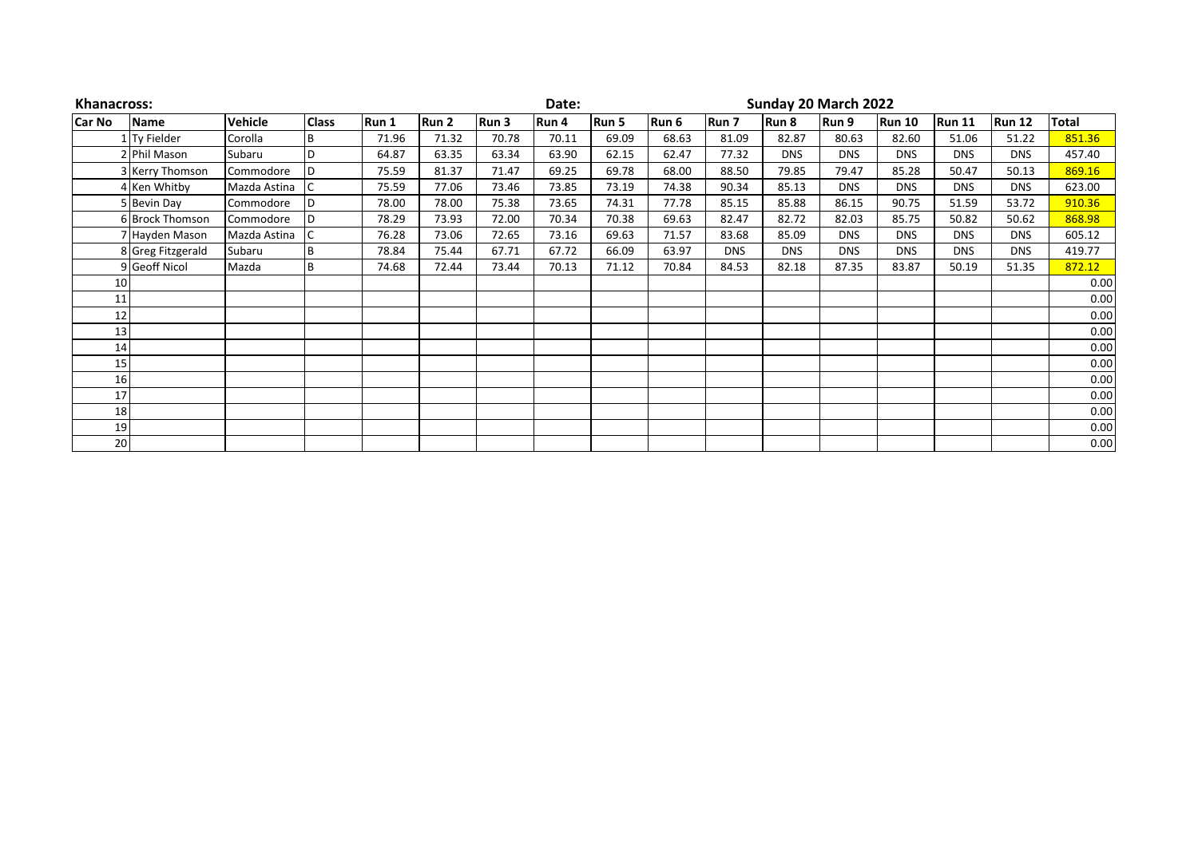**Khanacross:** Date: **Sunday 20 March 2022**

| Car No | Name | Vehicle | Class | Run 1 | Run 2 | Run 3 | Run 4 | Run 5 | Run 6 | Run 7 | Run 8 | Run 9 | Run 10 | Run 11 | Run 12 | Total |
|---|---|---|---|---|---|---|---|---|---|---|---|---|---|---|---|---|
| 1 | Ty Fielder | Corolla | B | 71.96 | 71.32 | 70.78 | 70.11 | 69.09 | 68.63 | 81.09 | 82.87 | 80.63 | 82.60 | 51.06 | 51.22 | 851.36 |
| 2 | Phil Mason | Subaru | D | 64.87 | 63.35 | 63.34 | 63.90 | 62.15 | 62.47 | 77.32 | DNS | DNS | DNS | DNS | DNS | 457.40 |
| 3 | Kerry Thomson | Commodore | D | 75.59 | 81.37 | 71.47 | 69.25 | 69.78 | 68.00 | 88.50 | 79.85 | 79.47 | 85.28 | 50.47 | 50.13 | 869.16 |
| 4 | Ken Whitby | Mazda Astina | C | 75.59 | 77.06 | 73.46 | 73.85 | 73.19 | 74.38 | 90.34 | 85.13 | DNS | DNS | DNS | DNS | 623.00 |
| 5 | Bevin Day | Commodore | D | 78.00 | 78.00 | 75.38 | 73.65 | 74.31 | 77.78 | 85.15 | 85.88 | 86.15 | 90.75 | 51.59 | 53.72 | 910.36 |
| 6 | Brock Thomson | Commodore | D | 78.29 | 73.93 | 72.00 | 70.34 | 70.38 | 69.63 | 82.47 | 82.72 | 82.03 | 85.75 | 50.82 | 50.62 | 868.98 |
| 7 | Hayden Mason | Mazda Astina | C | 76.28 | 73.06 | 72.65 | 73.16 | 69.63 | 71.57 | 83.68 | 85.09 | DNS | DNS | DNS | DNS | 605.12 |
| 8 | Greg Fitzgerald | Subaru | B | 78.84 | 75.44 | 67.71 | 67.72 | 66.09 | 63.97 | DNS | DNS | DNS | DNS | DNS | DNS | 419.77 |
| 9 | Geoff Nicol | Mazda | B | 74.68 | 72.44 | 73.44 | 70.13 | 71.12 | 70.84 | 84.53 | 82.18 | 87.35 | 83.87 | 50.19 | 51.35 | 872.12 |
| 10 | | | | | | | | | | | | | | | | 0.00 |
| 11 | | | | | | | | | | | | | | | | 0.00 |
| 12 | | | | | | | | | | | | | | | | 0.00 |
| 13 | | | | | | | | | | | | | | | | 0.00 |
| 14 | | | | | | | | | | | | | | | | 0.00 |
| 15 | | | | | | | | | | | | | | | | 0.00 |
| 16 | | | | | | | | | | | | | | | | 0.00 |
| 17 | | | | | | | | | | | | | | | | 0.00 |
| 18 | | | | | | | | | | | | | | | | 0.00 |
| 19 | | | | | | | | | | | | | | | | 0.00 |
| 20 | | | | | | | | | | | | | | | | 0.00 |